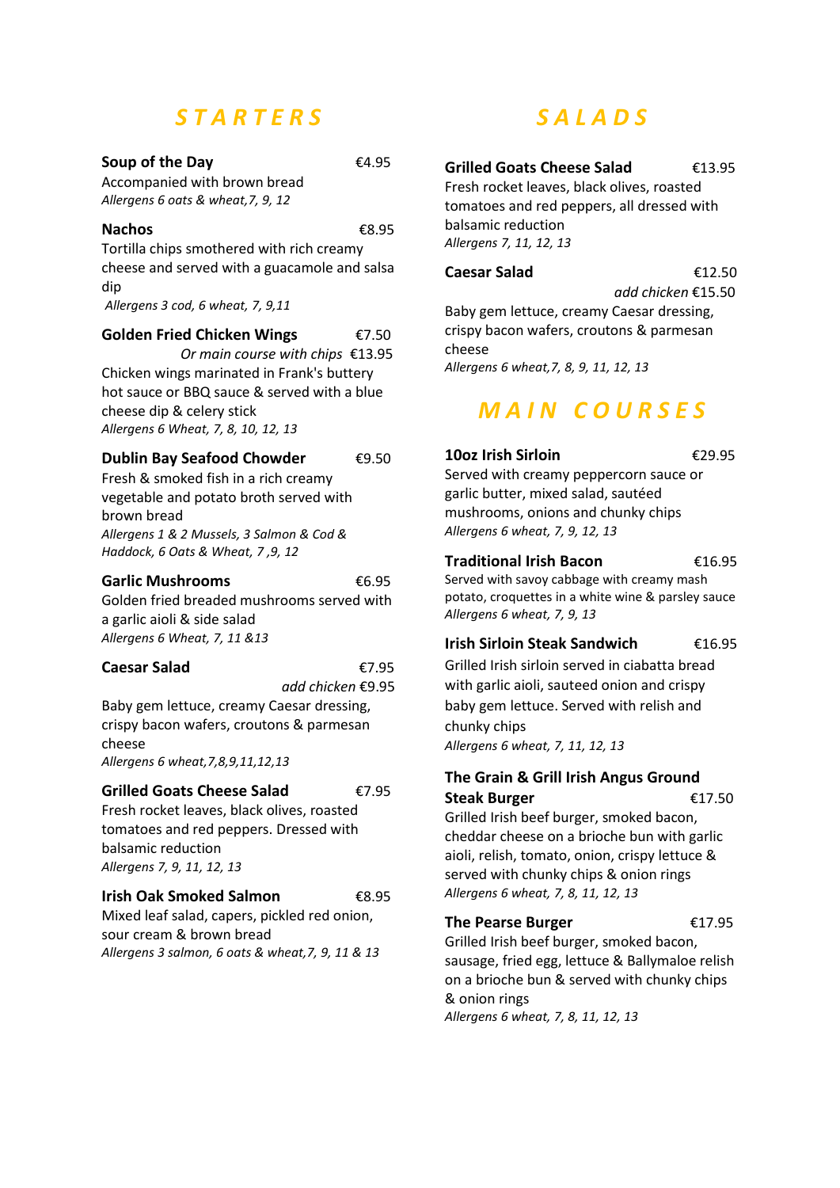## STARTERS

**Soup of the Day** €4.95
Accompanied with brown bread
*Allergens 6 oats & wheat,7, 9, 12*

**Nachos** €8.95
Tortilla chips smothered with rich creamy cheese and served with a guacamole and salsa dip
*Allergens 3 cod, 6 wheat, 7, 9,11*

**Golden Fried Chicken Wings** €7.50
*Or main course with chips* €13.95
Chicken wings marinated in Frank's buttery hot sauce or BBQ sauce & served with a blue cheese dip & celery stick
*Allergens 6 Wheat, 7, 8, 10, 12, 13*

**Dublin Bay Seafood Chowder** €9.50
Fresh & smoked fish in a rich creamy vegetable and potato broth served with brown bread
*Allergens 1 & 2 Mussels, 3 Salmon & Cod & Haddock, 6 Oats & Wheat, 7 ,9, 12*

**Garlic Mushrooms** €6.95
Golden fried breaded mushrooms served with a garlic aioli & side salad
*Allergens 6 Wheat, 7, 11 &13*

**Caesar Salad** €7.95
*add chicken* €9.95
Baby gem lettuce, creamy Caesar dressing, crispy bacon wafers, croutons & parmesan cheese
*Allergens 6 wheat,7,8,9,11,12,13*

**Grilled Goats Cheese Salad** €7.95
Fresh rocket leaves, black olives, roasted tomatoes and red peppers. Dressed with balsamic reduction
*Allergens 7, 9, 11, 12, 13*

**Irish Oak Smoked Salmon** €8.95
Mixed leaf salad, capers, pickled red onion, sour cream & brown bread
*Allergens 3 salmon, 6 oats & wheat,7, 9, 11 & 13*

## SALADS

**Grilled Goats Cheese Salad** €13.95
Fresh rocket leaves, black olives, roasted tomatoes and red peppers, all dressed with balsamic reduction
*Allergens 7, 11, 12, 13*

**Caesar Salad** €12.50
*add chicken* €15.50
Baby gem lettuce, creamy Caesar dressing, crispy bacon wafers, croutons & parmesan cheese
*Allergens 6 wheat,7, 8, 9, 11, 12, 13*

## MAIN COURSES

**10oz Irish Sirloin** €29.95
Served with creamy peppercorn sauce or garlic butter, mixed salad, sautéed mushrooms, onions and chunky chips
*Allergens 6 wheat, 7, 9, 12, 13*

**Traditional Irish Bacon** €16.95
Served with savoy cabbage with creamy mash potato, croquettes in a white wine & parsley sauce
*Allergens 6 wheat, 7, 9, 13*

**Irish Sirloin Steak Sandwich** €16.95
Grilled Irish sirloin served in ciabatta bread with garlic aioli, sauteed onion and crispy baby gem lettuce. Served with relish and chunky chips
*Allergens 6 wheat, 7, 11, 12, 13*

**The Grain & Grill Irish Angus Ground Steak Burger** €17.50
Grilled Irish beef burger, smoked bacon, cheddar cheese on a brioche bun with garlic aioli, relish, tomato, onion, crispy lettuce & served with chunky chips & onion rings
*Allergens 6 wheat, 7, 8, 11, 12, 13*

**The Pearse Burger** €17.95
Grilled Irish beef burger, smoked bacon, sausage, fried egg, lettuce & Ballymaloe relish on a brioche bun & served with chunky chips & onion rings
*Allergens 6 wheat, 7, 8, 11, 12, 13*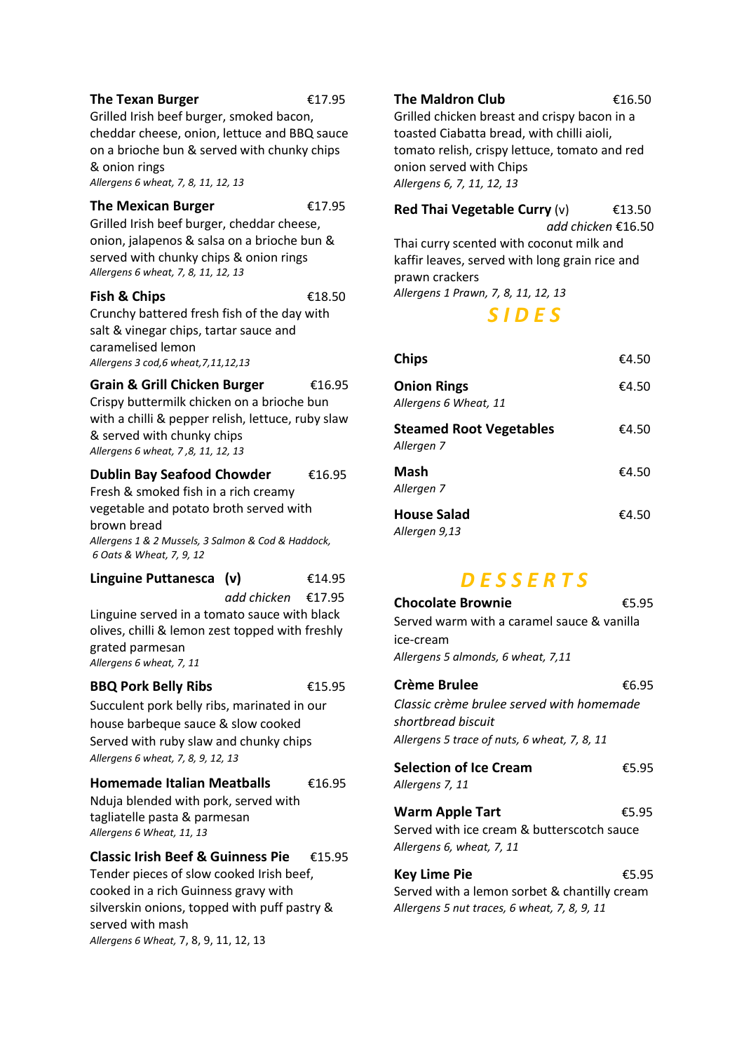**The Texan Burger** €17.95
Grilled Irish beef burger, smoked bacon, cheddar cheese, onion, lettuce and BBQ sauce on a brioche bun & served with chunky chips & onion rings
*Allergens 6 wheat, 7, 8, 11, 12, 13*

**The Mexican Burger** €17.95
Grilled Irish beef burger, cheddar cheese, onion, jalapenos & salsa on a brioche bun & served with chunky chips & onion rings
*Allergens 6 wheat, 7, 8, 11, 12, 13*

**Fish & Chips** €18.50
Crunchy battered fresh fish of the day with salt & vinegar chips, tartar sauce and caramelised lemon
*Allergens 3 cod,6 wheat,7,11,12,13*

**Grain & Grill Chicken Burger** €16.95
Crispy buttermilk chicken on a brioche bun with a chilli & pepper relish, lettuce, ruby slaw & served with chunky chips
*Allergens 6 wheat, 7 ,8, 11, 12, 13*

**Dublin Bay Seafood Chowder** €16.95
Fresh & smoked fish in a rich creamy vegetable and potato broth served with brown bread
*Allergens 1 & 2 Mussels, 3 Salmon & Cod & Haddock, 6 Oats & Wheat, 7, 9, 12*

**Linguine Puttanesca (v)** €14.95
*add chicken* €17.95
Linguine served in a tomato sauce with black olives, chilli & lemon zest topped with freshly grated parmesan
*Allergens 6 wheat, 7, 11*

**BBQ Pork Belly Ribs** €15.95
Succulent pork belly ribs, marinated in our house barbeque sauce & slow cooked Served with ruby slaw and chunky chips
*Allergens 6 wheat, 7, 8, 9, 12, 13*

**Homemade Italian Meatballs** €16.95
Nduja blended with pork, served with tagliatelle pasta & parmesan
*Allergens 6 Wheat, 11, 13*

**Classic Irish Beef & Guinness Pie** €15.95
Tender pieces of slow cooked Irish beef, cooked in a rich Guinness gravy with silverskin onions, topped with puff pastry & served with mash
*Allergens 6 Wheat,* 7, 8, 9, 11, 12, 13

**The Maldron Club** €16.50
Grilled chicken breast and crispy bacon in a toasted Ciabatta bread, with chilli aioli, tomato relish, crispy lettuce, tomato and red onion served with Chips
*Allergens 6, 7, 11, 12, 13*

**Red Thai Vegetable Curry** (v) €13.50
*add chicken* €16.50
Thai curry scented with coconut milk and kaffir leaves, served with long grain rice and prawn crackers
*Allergens 1 Prawn, 7, 8, 11, 12, 13*

## SIDES

**Chips** €4.50

**Onion Rings** €4.50
*Allergens 6 Wheat, 11*

**Steamed Root Vegetables** €4.50
*Allergen 7*

**Mash** €4.50
*Allergen 7*

**House Salad** €4.50
*Allergen 9,13*

## DESSERTS

**Chocolate Brownie** €5.95
Served warm with a caramel sauce & vanilla ice-cream
*Allergens 5 almonds, 6 wheat, 7,11*

**Crème Brulee** €6.95
*Classic crème brulee served with homemade shortbread biscuit*
*Allergens 5 trace of nuts, 6 wheat, 7, 8, 11*

**Selection of Ice Cream** €5.95
*Allergens 7, 11*

**Warm Apple Tart** €5.95
Served with ice cream & butterscotch sauce
*Allergens 6, wheat, 7, 11*

**Key Lime Pie** €5.95
Served with a lemon sorbet & chantilly cream
*Allergens 5 nut traces, 6 wheat, 7, 8, 9, 11*